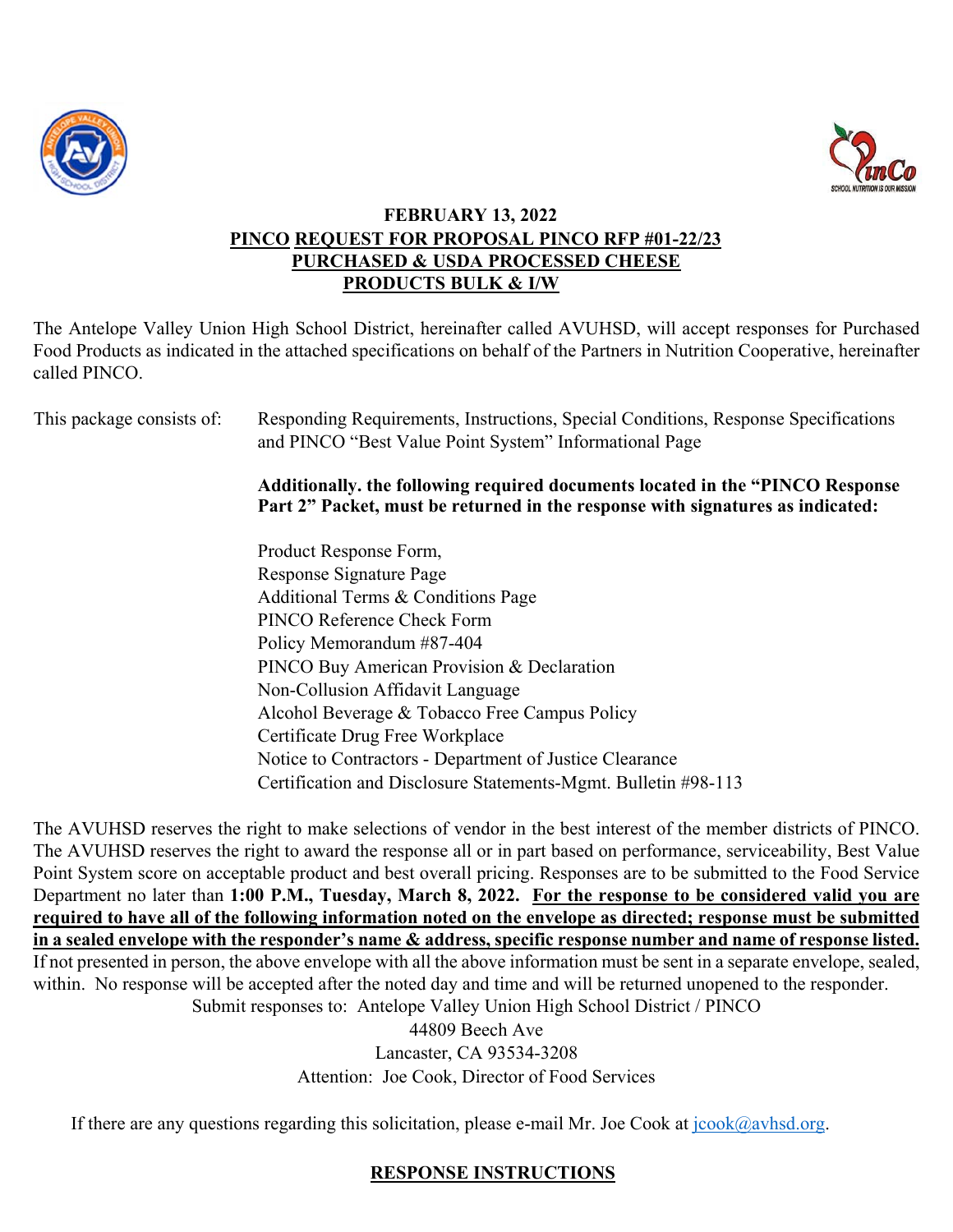**FEBRUARY 13, 2022**

**PINCO REQUEST FOR PROPOSAL PINCO RFP #01-22/23**

**PURCHASED & USDA PROCESSED CHEESE PRODUCTS BULK & I/W**

The Antelope Valley Union High School District, hereinafter called AVUHSD, will accept responses for Purchased Food Products as indicated in the attached specifications on behalf of the Partners in Nutrition Cooperative, hereinafter called PINCO.

This package consists of: Responding Requirements, Instructions, Special Conditions, Response Specifications and PINCO "Best Value Point System" Informational Page

**Additionally. the following required documents located in the "PINCO Response Part 2" Packet, must be returned in the response with signatures as indicated:**

- Product Response Form,
- Response Signature Page
- Additional Terms & Conditions Page
- PINCO Reference Check Form
- Policy Memorandum #87-404
- PINCO Buy American Provision & Declaration
- Non-Collusion Affidavit Language
- Alcohol Beverage & Tobacco Free Campus Policy
- Certificate Drug Free Workplace
- Notice to Contractors - Department of Justice Clearance
- Certification and Disclosure Statements-Mgmt. Bulletin #98-113

The AVUHSD reserves the right to make selections of vendor in the best interest of the member districts of PINCO. The AVUHSD reserves the right to award the response all or in part based on performance, serviceability, Best Value Point System score on acceptable product and best overall pricing. Responses are to be submitted to the Food Service Department no later than **1:00 P.M., Tuesday, March 8, 2022.** **For the response to be considered valid you are required to have all of the following information noted on the envelope as directed; response must be submitted in a sealed envelope with the responder's name & address, specific response number and name of response listed.** If not presented in person, the above envelope with all the above information must be sent in a separate envelope, sealed, within. No response will be accepted after the noted day and time and will be returned unopened to the responder.

Submit responses to: Antelope Valley Union High School District / PINCO
44809 Beech Ave
Lancaster, CA 93534-3208
Attention: Joe Cook, Director of Food Services

If there are any questions regarding this solicitation, please e-mail Mr. Joe Cook at jcook@avhsd.org.

## RESPONSE INSTRUCTIONS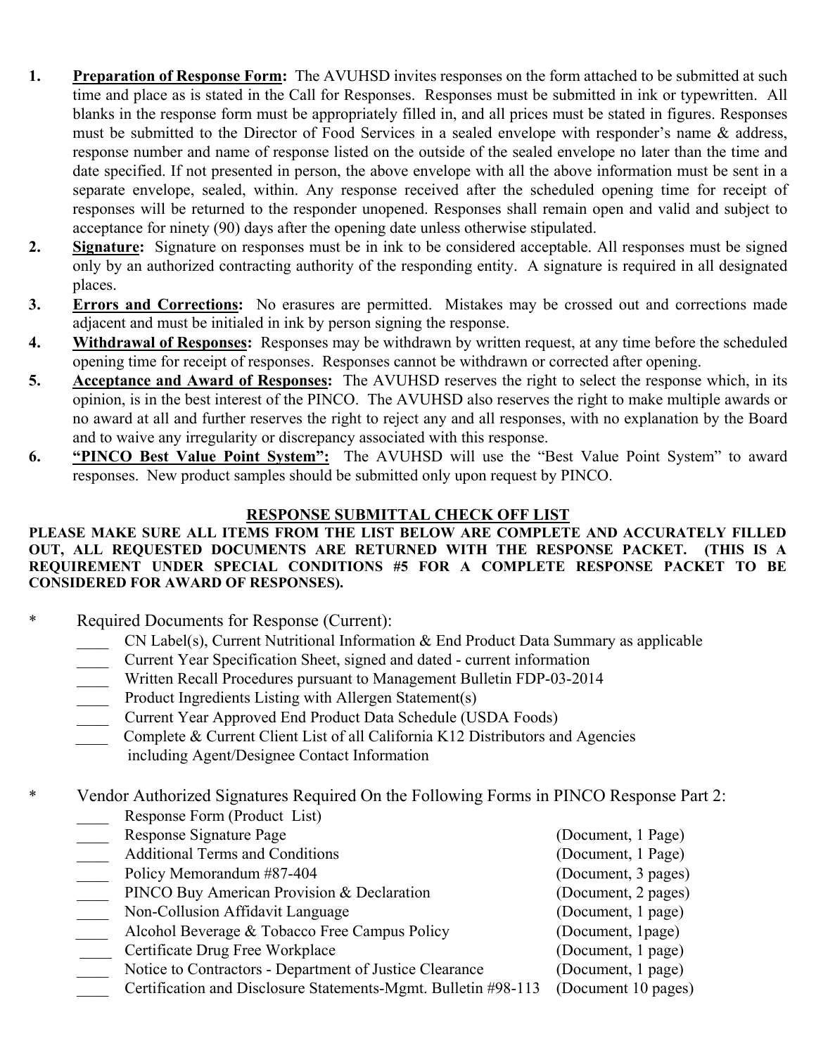1. **Preparation of Response Form:** The AVUHSD invites responses on the form attached to be submitted at such time and place as is stated in the Call for Responses. Responses must be submitted in ink or typewritten. All blanks in the response form must be appropriately filled in, and all prices must be stated in figures. Responses must be submitted to the Director of Food Services in a sealed envelope with responder's name & address, response number and name of response listed on the outside of the sealed envelope no later than the time and date specified. If not presented in person, the above envelope with all the above information must be sent in a separate envelope, sealed, within. Any response received after the scheduled opening time for receipt of responses will be returned to the responder unopened. Responses shall remain open and valid and subject to acceptance for ninety (90) days after the opening date unless otherwise stipulated.
2. **Signature:** Signature on responses must be in ink to be considered acceptable. All responses must be signed only by an authorized contracting authority of the responding entity. A signature is required in all designated places.
3. **Errors and Corrections:** No erasures are permitted. Mistakes may be crossed out and corrections made adjacent and must be initialed in ink by person signing the response.
4. **Withdrawal of Responses:** Responses may be withdrawn by written request, at any time before the scheduled opening time for receipt of responses. Responses cannot be withdrawn or corrected after opening.
5. **Acceptance and Award of Responses:** The AVUHSD reserves the right to select the response which, in its opinion, is in the best interest of the PINCO. The AVUHSD also reserves the right to make multiple awards or no award at all and further reserves the right to reject any and all responses, with no explanation by the Board and to waive any irregularity or discrepancy associated with this response.
6. **"PINCO Best Value Point System":** The AVUHSD will use the "Best Value Point System" to award responses. New product samples should be submitted only upon request by PINCO.

## RESPONSE SUBMITTAL CHECK OFF LIST

**PLEASE MAKE SURE ALL ITEMS FROM THE LIST BELOW ARE COMPLETE AND ACCURATELY FILLED OUT, ALL REQUESTED DOCUMENTS ARE RETURNED WITH THE RESPONSE PACKET. (THIS IS A REQUIREMENT UNDER SPECIAL CONDITIONS #5 FOR A COMPLETE RESPONSE PACKET TO BE CONSIDERED FOR AWARD OF RESPONSES).**

\* Required Documents for Response (Current):

- ____ CN Label(s), Current Nutritional Information & End Product Data Summary as applicable
- ____ Current Year Specification Sheet, signed and dated - current information
- ____ Written Recall Procedures pursuant to Management Bulletin FDP-03-2014
- ____ Product Ingredients Listing with Allergen Statement(s)
- ____ Current Year Approved End Product Data Schedule (USDA Foods)
- ____ Complete & Current Client List of all California K12 Distributors and Agencies including Agent/Designee Contact Information

\* Vendor Authorized Signatures Required On the Following Forms in PINCO Response Part 2:

| | Form | |
|---|---|---|
| ____ | Response Form (Product List) | |
| ____ | Response Signature Page | (Document, 1 Page) |
| ____ | Additional Terms and Conditions | (Document, 1 Page) |
| ____ | Policy Memorandum #87-404 | (Document, 3 pages) |
| ____ | PINCO Buy American Provision & Declaration | (Document, 2 pages) |
| ____ | Non-Collusion Affidavit Language | (Document, 1 page) |
| ____ | Alcohol Beverage & Tobacco Free Campus Policy | (Document, 1page) |
| ____ | Certificate Drug Free Workplace | (Document, 1 page) |
| ____ | Notice to Contractors - Department of Justice Clearance | (Document, 1 page) |
| ____ | Certification and Disclosure Statements-Mgmt. Bulletin #98-113 | (Document 10 pages) |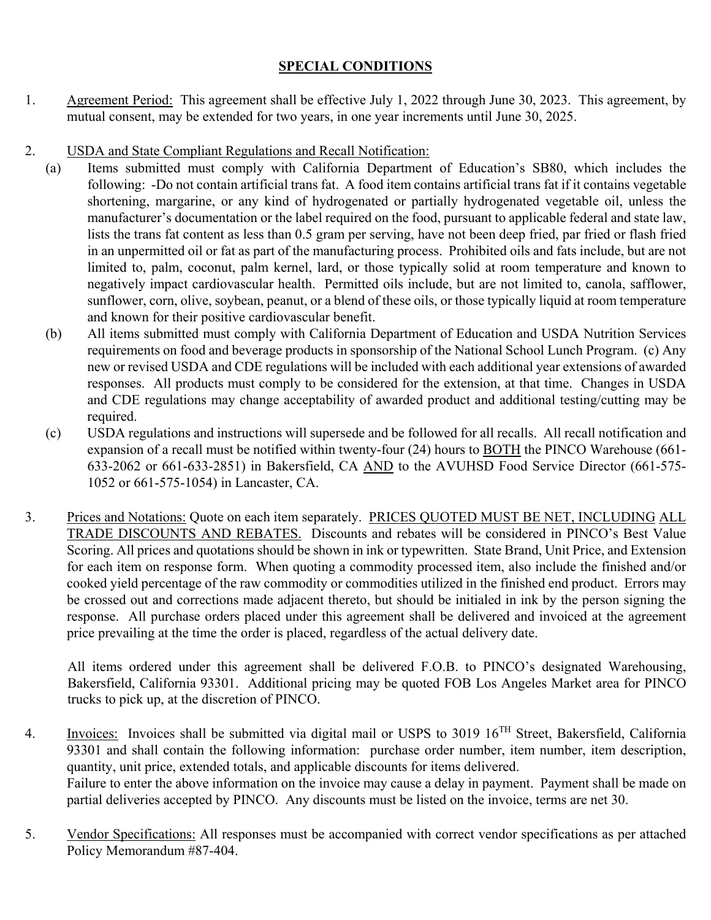## SPECIAL CONDITIONS

1. Agreement Period: This agreement shall be effective July 1, 2022 through June 30, 2023. This agreement, by mutual consent, may be extended for two years, in one year increments until June 30, 2025.

2. USDA and State Compliant Regulations and Recall Notification:
   (a) Items submitted must comply with California Department of Education's SB80, which includes the following: -Do not contain artificial trans fat. A food item contains artificial trans fat if it contains vegetable shortening, margarine, or any kind of hydrogenated or partially hydrogenated vegetable oil, unless the manufacturer's documentation or the label required on the food, pursuant to applicable federal and state law, lists the trans fat content as less than 0.5 gram per serving, have not been deep fried, par fried or flash fried in an unpermitted oil or fat as part of the manufacturing process. Prohibited oils and fats include, but are not limited to, palm, coconut, palm kernel, lard, or those typically solid at room temperature and known to negatively impact cardiovascular health. Permitted oils include, but are not limited to, canola, safflower, sunflower, corn, olive, soybean, peanut, or a blend of these oils, or those typically liquid at room temperature and known for their positive cardiovascular benefit.
   (b) All items submitted must comply with California Department of Education and USDA Nutrition Services requirements on food and beverage products in sponsorship of the National School Lunch Program. (c) Any new or revised USDA and CDE regulations will be included with each additional year extensions of awarded responses. All products must comply to be considered for the extension, at that time. Changes in USDA and CDE regulations may change acceptability of awarded product and additional testing/cutting may be required.
   (c) USDA regulations and instructions will supersede and be followed for all recalls. All recall notification and expansion of a recall must be notified within twenty-four (24) hours to BOTH the PINCO Warehouse (661-633-2062 or 661-633-2851) in Bakersfield, CA AND to the AVUHSD Food Service Director (661-575-1052 or 661-575-1054) in Lancaster, CA.

3. Prices and Notations: Quote on each item separately. PRICES QUOTED MUST BE NET, INCLUDING ALL TRADE DISCOUNTS AND REBATES. Discounts and rebates will be considered in PINCO's Best Value Scoring. All prices and quotations should be shown in ink or typewritten. State Brand, Unit Price, and Extension for each item on response form. When quoting a commodity processed item, also include the finished and/or cooked yield percentage of the raw commodity or commodities utilized in the finished end product. Errors may be crossed out and corrections made adjacent thereto, but should be initialed in ink by the person signing the response. All purchase orders placed under this agreement shall be delivered and invoiced at the agreement price prevailing at the time the order is placed, regardless of the actual delivery date.

   All items ordered under this agreement shall be delivered F.O.B. to PINCO's designated Warehousing, Bakersfield, California 93301. Additional pricing may be quoted FOB Los Angeles Market area for PINCO trucks to pick up, at the discretion of PINCO.

4. Invoices: Invoices shall be submitted via digital mail or USPS to 3019 16TH Street, Bakersfield, California 93301 and shall contain the following information: purchase order number, item number, item description, quantity, unit price, extended totals, and applicable discounts for items delivered.
   Failure to enter the above information on the invoice may cause a delay in payment. Payment shall be made on partial deliveries accepted by PINCO. Any discounts must be listed on the invoice, terms are net 30.

5. Vendor Specifications: All responses must be accompanied with correct vendor specifications as per attached Policy Memorandum #87-404.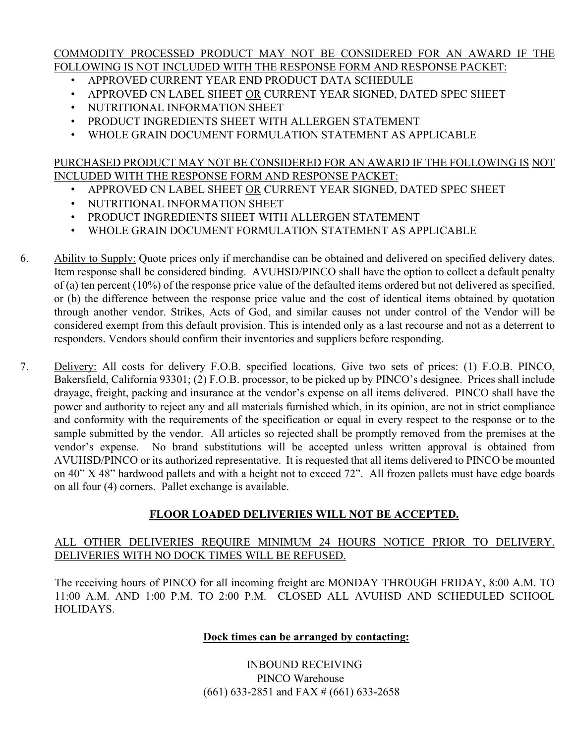<u>COMMODITY PROCESSED PRODUCT MAY NOT BE CONSIDERED FOR AN AWARD IF THE FOLLOWING IS NOT INCLUDED WITH THE RESPONSE FORM AND RESPONSE PACKET:</u>

- APPROVED CURRENT YEAR END PRODUCT DATA SCHEDULE
- APPROVED CN LABEL SHEET <u>OR</u> CURRENT YEAR SIGNED, DATED SPEC SHEET
- NUTRITIONAL INFORMATION SHEET
- PRODUCT INGREDIENTS SHEET WITH ALLERGEN STATEMENT
- WHOLE GRAIN DOCUMENT FORMULATION STATEMENT AS APPLICABLE

<u>PURCHASED PRODUCT MAY NOT BE CONSIDERED FOR AN AWARD IF THE FOLLOWING IS NOT INCLUDED WITH THE RESPONSE FORM AND RESPONSE PACKET:</u>

- APPROVED CN LABEL SHEET <u>OR</u> CURRENT YEAR SIGNED, DATED SPEC SHEET
- NUTRITIONAL INFORMATION SHEET
- PRODUCT INGREDIENTS SHEET WITH ALLERGEN STATEMENT
- WHOLE GRAIN DOCUMENT FORMULATION STATEMENT AS APPLICABLE

6. <u>Ability to Supply:</u> Quote prices only if merchandise can be obtained and delivered on specified delivery dates. Item response shall be considered binding. AVUHSD/PINCO shall have the option to collect a default penalty of (a) ten percent (10%) of the response price value of the defaulted items ordered but not delivered as specified, or (b) the difference between the response price value and the cost of identical items obtained by quotation through another vendor. Strikes, Acts of God, and similar causes not under control of the Vendor will be considered exempt from this default provision. This is intended only as a last recourse and not as a deterrent to responders. Vendors should confirm their inventories and suppliers before responding.

7. <u>Delivery:</u> All costs for delivery F.O.B. specified locations. Give two sets of prices: (1) F.O.B. PINCO, Bakersfield, California 93301; (2) F.O.B. processor, to be picked up by PINCO's designee. Prices shall include drayage, freight, packing and insurance at the vendor's expense on all items delivered. PINCO shall have the power and authority to reject any and all materials furnished which, in its opinion, are not in strict compliance and conformity with the requirements of the specification or equal in every respect to the response or to the sample submitted by the vendor. All articles so rejected shall be promptly removed from the premises at the vendor's expense. No brand substitutions will be accepted unless written approval is obtained from AVUHSD/PINCO or its authorized representative. It is requested that all items delivered to PINCO be mounted on 40" X 48" hardwood pallets and with a height not to exceed 72". All frozen pallets must have edge boards on all four (4) corners. Pallet exchange is available.

**<u>FLOOR LOADED DELIVERIES WILL NOT BE ACCEPTED.</u>**

<u>ALL OTHER DELIVERIES REQUIRE MINIMUM 24 HOURS NOTICE PRIOR TO DELIVERY. DELIVERIES WITH NO DOCK TIMES WILL BE REFUSED.</u>

The receiving hours of PINCO for all incoming freight are MONDAY THROUGH FRIDAY, 8:00 A.M. TO 11:00 A.M. AND 1:00 P.M. TO 2:00 P.M. CLOSED ALL AVUHSD AND SCHEDULED SCHOOL HOLIDAYS.

**<u>Dock times can be arranged by contacting:</u>**

INBOUND RECEIVING
PINCO Warehouse
(661) 633-2851 and FAX # (661) 633-2658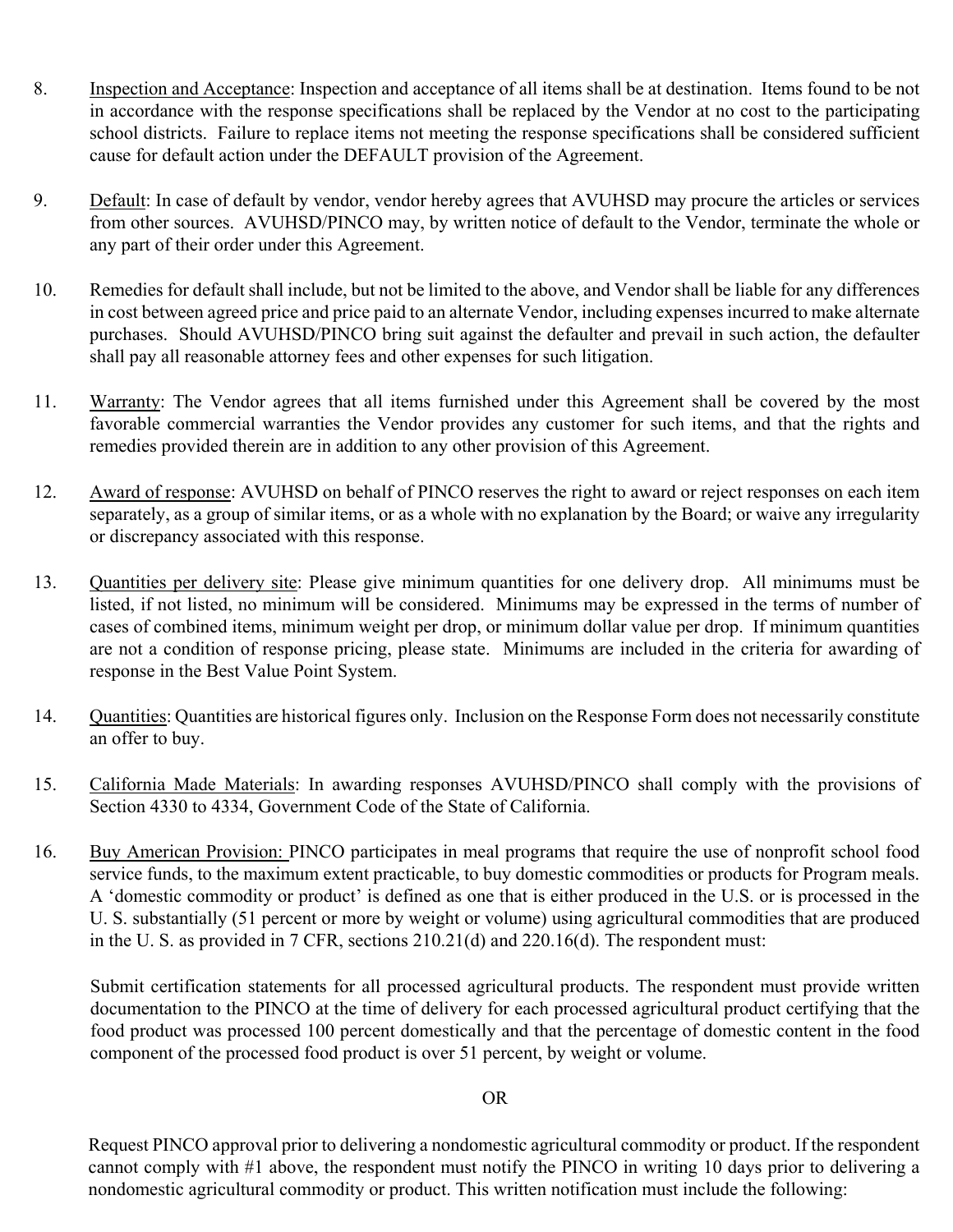8. Inspection and Acceptance: Inspection and acceptance of all items shall be at destination. Items found to be not in accordance with the response specifications shall be replaced by the Vendor at no cost to the participating school districts. Failure to replace items not meeting the response specifications shall be considered sufficient cause for default action under the DEFAULT provision of the Agreement.

9. Default: In case of default by vendor, vendor hereby agrees that AVUHSD may procure the articles or services from other sources. AVUHSD/PINCO may, by written notice of default to the Vendor, terminate the whole or any part of their order under this Agreement.

10. Remedies for default shall include, but not be limited to the above, and Vendor shall be liable for any differences in cost between agreed price and price paid to an alternate Vendor, including expenses incurred to make alternate purchases. Should AVUHSD/PINCO bring suit against the defaulter and prevail in such action, the defaulter shall pay all reasonable attorney fees and other expenses for such litigation.

11. Warranty: The Vendor agrees that all items furnished under this Agreement shall be covered by the most favorable commercial warranties the Vendor provides any customer for such items, and that the rights and remedies provided therein are in addition to any other provision of this Agreement.

12. Award of response: AVUHSD on behalf of PINCO reserves the right to award or reject responses on each item separately, as a group of similar items, or as a whole with no explanation by the Board; or waive any irregularity or discrepancy associated with this response.

13. Quantities per delivery site: Please give minimum quantities for one delivery drop. All minimums must be listed, if not listed, no minimum will be considered. Minimums may be expressed in the terms of number of cases of combined items, minimum weight per drop, or minimum dollar value per drop. If minimum quantities are not a condition of response pricing, please state. Minimums are included in the criteria for awarding of response in the Best Value Point System.

14. Quantities: Quantities are historical figures only. Inclusion on the Response Form does not necessarily constitute an offer to buy.

15. California Made Materials: In awarding responses AVUHSD/PINCO shall comply with the provisions of Section 4330 to 4334, Government Code of the State of California.

16. Buy American Provision: PINCO participates in meal programs that require the use of nonprofit school food service funds, to the maximum extent practicable, to buy domestic commodities or products for Program meals. A 'domestic commodity or product' is defined as one that is either produced in the U.S. or is processed in the U. S. substantially (51 percent or more by weight or volume) using agricultural commodities that are produced in the U. S. as provided in 7 CFR, sections 210.21(d) and 220.16(d). The respondent must:

    Submit certification statements for all processed agricultural products. The respondent must provide written documentation to the PINCO at the time of delivery for each processed agricultural product certifying that the food product was processed 100 percent domestically and that the percentage of domestic content in the food component of the processed food product is over 51 percent, by weight or volume.

    OR

    Request PINCO approval prior to delivering a nondomestic agricultural commodity or product. If the respondent cannot comply with #1 above, the respondent must notify the PINCO in writing 10 days prior to delivering a nondomestic agricultural commodity or product. This written notification must include the following: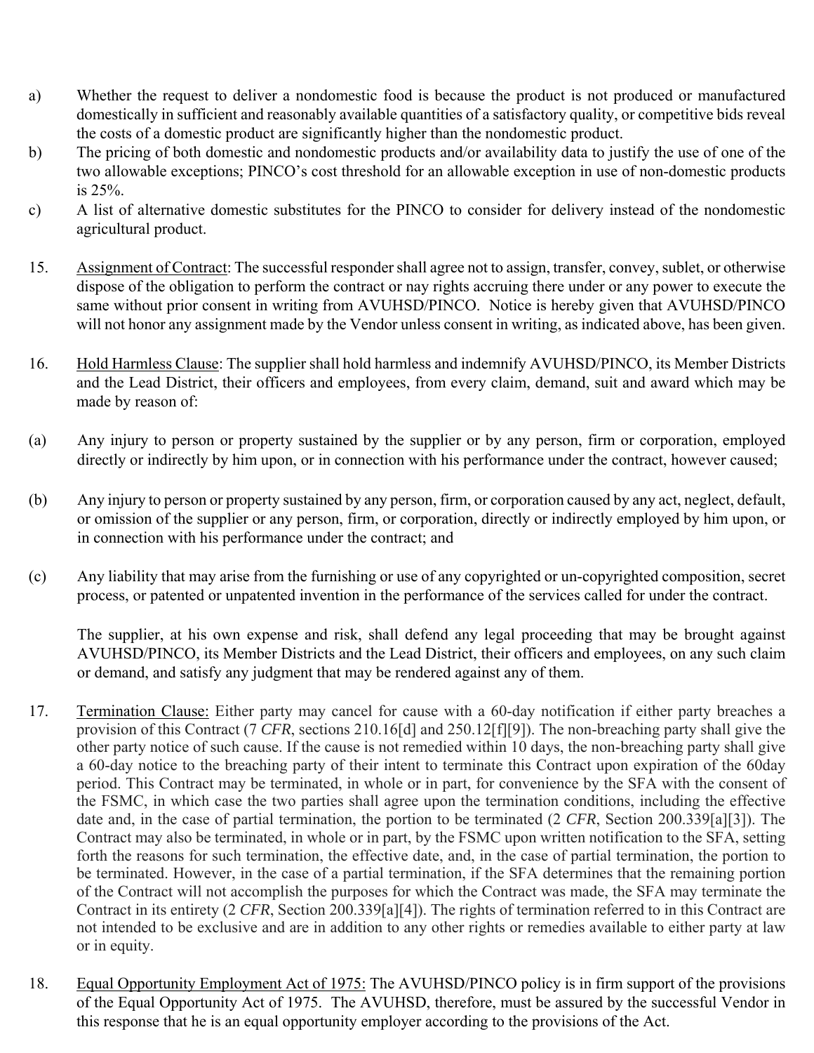a) Whether the request to deliver a nondomestic food is because the product is not produced or manufactured domestically in sufficient and reasonably available quantities of a satisfactory quality, or competitive bids reveal the costs of a domestic product are significantly higher than the nondomestic product.

b) The pricing of both domestic and nondomestic products and/or availability data to justify the use of one of the two allowable exceptions; PINCO's cost threshold for an allowable exception in use of non-domestic products is 25%.

c) A list of alternative domestic substitutes for the PINCO to consider for delivery instead of the nondomestic agricultural product.

15. <u>Assignment of Contract</u>: The successful responder shall agree not to assign, transfer, convey, sublet, or otherwise dispose of the obligation to perform the contract or nay rights accruing there under or any power to execute the same without prior consent in writing from AVUHSD/PINCO. Notice is hereby given that AVUHSD/PINCO will not honor any assignment made by the Vendor unless consent in writing, as indicated above, has been given.

16. <u>Hold Harmless Clause</u>: The supplier shall hold harmless and indemnify AVUHSD/PINCO, its Member Districts and the Lead District, their officers and employees, from every claim, demand, suit and award which may be made by reason of:

(a) Any injury to person or property sustained by the supplier or by any person, firm or corporation, employed directly or indirectly by him upon, or in connection with his performance under the contract, however caused;

(b) Any injury to person or property sustained by any person, firm, or corporation caused by any act, neglect, default, or omission of the supplier or any person, firm, or corporation, directly or indirectly employed by him upon, or in connection with his performance under the contract; and

(c) Any liability that may arise from the furnishing or use of any copyrighted or un-copyrighted composition, secret process, or patented or unpatented invention in the performance of the services called for under the contract.

The supplier, at his own expense and risk, shall defend any legal proceeding that may be brought against AVUHSD/PINCO, its Member Districts and the Lead District, their officers and employees, on any such claim or demand, and satisfy any judgment that may be rendered against any of them.

17. <u>Termination Clause:</u> Either party may cancel for cause with a 60-day notification if either party breaches a provision of this Contract (7 *CFR*, sections 210.16[d] and 250.12[f][9]). The non-breaching party shall give the other party notice of such cause. If the cause is not remedied within 10 days, the non-breaching party shall give a 60-day notice to the breaching party of their intent to terminate this Contract upon expiration of the 60day period. This Contract may be terminated, in whole or in part, for convenience by the SFA with the consent of the FSMC, in which case the two parties shall agree upon the termination conditions, including the effective date and, in the case of partial termination, the portion to be terminated (2 *CFR*, Section 200.339[a][3]). The Contract may also be terminated, in whole or in part, by the FSMC upon written notification to the SFA, setting forth the reasons for such termination, the effective date, and, in the case of partial termination, the portion to be terminated. However, in the case of a partial termination, if the SFA determines that the remaining portion of the Contract will not accomplish the purposes for which the Contract was made, the SFA may terminate the Contract in its entirety (2 *CFR*, Section 200.339[a][4]). The rights of termination referred to in this Contract are not intended to be exclusive and are in addition to any other rights or remedies available to either party at law or in equity.

18. <u>Equal Opportunity Employment Act of 1975:</u> The AVUHSD/PINCO policy is in firm support of the provisions of the Equal Opportunity Act of 1975. The AVUHSD, therefore, must be assured by the successful Vendor in this response that he is an equal opportunity employer according to the provisions of the Act.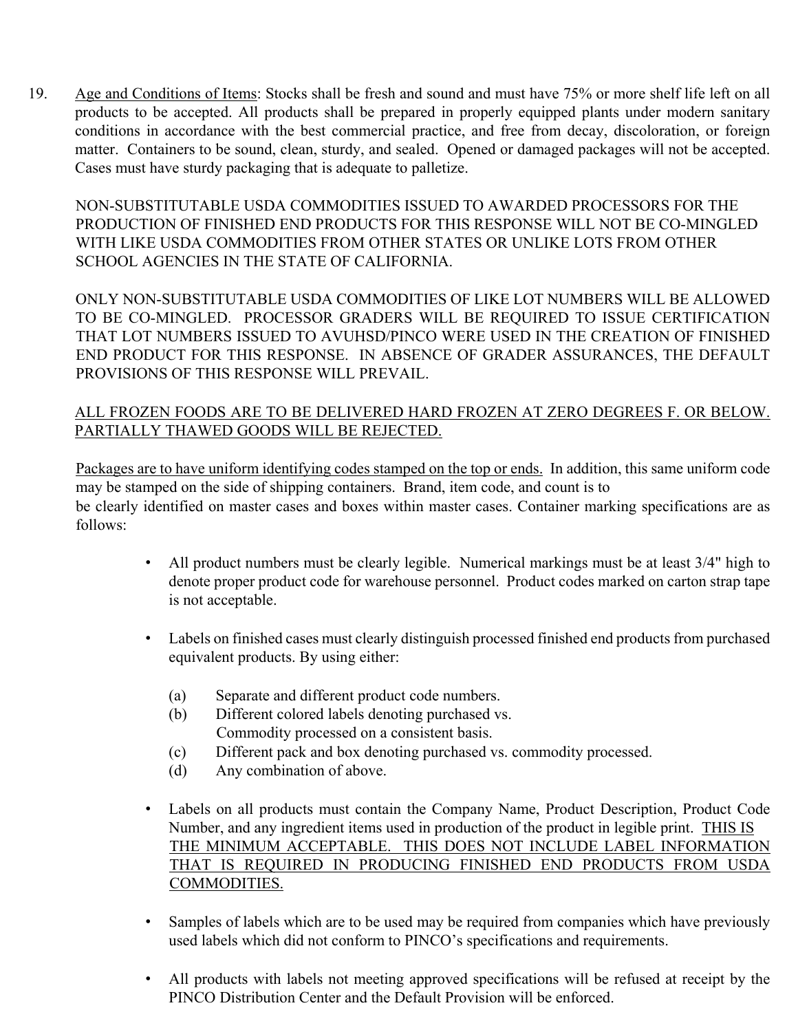19. <u>Age and Conditions of Items</u>: Stocks shall be fresh and sound and must have 75% or more shelf life left on all products to be accepted. All products shall be prepared in properly equipped plants under modern sanitary conditions in accordance with the best commercial practice, and free from decay, discoloration, or foreign matter. Containers to be sound, clean, sturdy, and sealed. Opened or damaged packages will not be accepted. Cases must have sturdy packaging that is adequate to palletize.

NON-SUBSTITUTABLE USDA COMMODITIES ISSUED TO AWARDED PROCESSORS FOR THE PRODUCTION OF FINISHED END PRODUCTS FOR THIS RESPONSE WILL NOT BE CO-MINGLED WITH LIKE USDA COMMODITIES FROM OTHER STATES OR UNLIKE LOTS FROM OTHER SCHOOL AGENCIES IN THE STATE OF CALIFORNIA.

ONLY NON-SUBSTITUTABLE USDA COMMODITIES OF LIKE LOT NUMBERS WILL BE ALLOWED TO BE CO-MINGLED. PROCESSOR GRADERS WILL BE REQUIRED TO ISSUE CERTIFICATION THAT LOT NUMBERS ISSUED TO AVUHSD/PINCO WERE USED IN THE CREATION OF FINISHED END PRODUCT FOR THIS RESPONSE. IN ABSENCE OF GRADER ASSURANCES, THE DEFAULT PROVISIONS OF THIS RESPONSE WILL PREVAIL.

<u>ALL FROZEN FOODS ARE TO BE DELIVERED HARD FROZEN AT ZERO DEGREES F. OR BELOW. PARTIALLY THAWED GOODS WILL BE REJECTED.</u>

<u>Packages are to have uniform identifying codes stamped on the top or ends.</u> In addition, this same uniform code may be stamped on the side of shipping containers. Brand, item code, and count is to be clearly identified on master cases and boxes within master cases. Container marking specifications are as follows:

- All product numbers must be clearly legible. Numerical markings must be at least 3/4" high to denote proper product code for warehouse personnel. Product codes marked on carton strap tape is not acceptable.

- Labels on finished cases must clearly distinguish processed finished end products from purchased equivalent products. By using either:

  (a) Separate and different product code numbers.
  (b) Different colored labels denoting purchased vs. Commodity processed on a consistent basis.
  (c) Different pack and box denoting purchased vs. commodity processed.
  (d) Any combination of above.

- Labels on all products must contain the Company Name, Product Description, Product Code Number, and any ingredient items used in production of the product in legible print. <u>THIS IS THE MINIMUM ACCEPTABLE. THIS DOES NOT INCLUDE LABEL INFORMATION THAT IS REQUIRED IN PRODUCING FINISHED END PRODUCTS FROM USDA COMMODITIES.</u>

- Samples of labels which are to be used may be required from companies which have previously used labels which did not conform to PINCO's specifications and requirements.

- All products with labels not meeting approved specifications will be refused at receipt by the PINCO Distribution Center and the Default Provision will be enforced.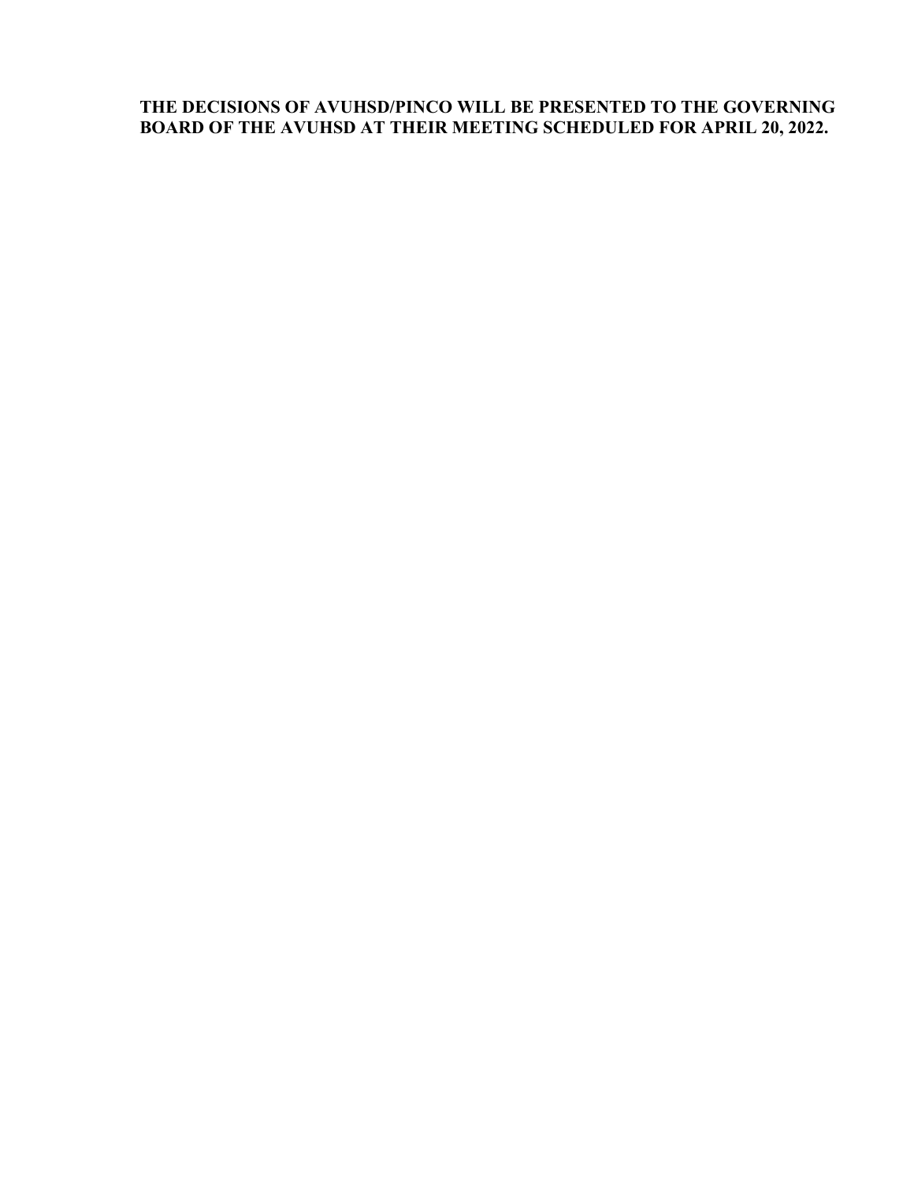**THE DECISIONS OF AVUHSD/PINCO WILL BE PRESENTED TO THE GOVERNING BOARD OF THE AVUHSD AT THEIR MEETING SCHEDULED FOR APRIL 20, 2022.**